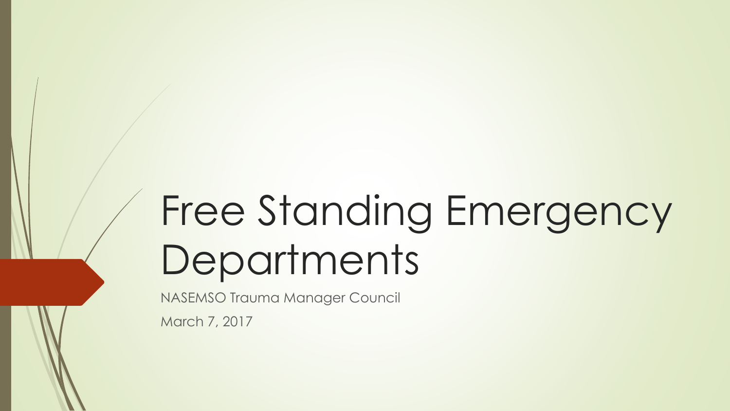# Free Standing Emergency Departments

NASEMSO Trauma Manager Council

March 7, 2017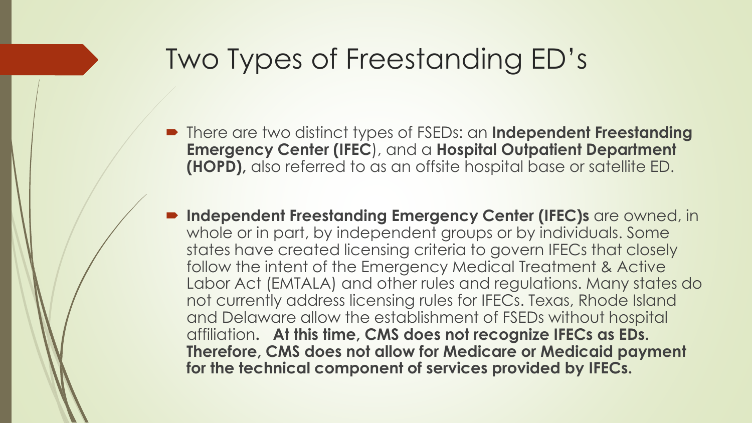# Two Types of Freestanding ED's

- There are two distinct types of FSEDs: an **Independent Freestanding Emergency Center (IFEC**), and a **Hospital Outpatient Department (HOPD),** also referred to as an offsite hospital base or satellite ED.

- **Independent Freestanding Emergency Center (IFEC)s** are owned, in whole or in part, by independent groups or by individuals. Some states have created licensing criteria to govern IFECs that closely follow the intent of the Emergency Medical Treatment & Active Labor Act (EMTALA) and other rules and regulations. Many states do not currently address licensing rules for IFECs. Texas, Rhode Island and Delaware allow the establishment of FSEDs without hospital affiliation**. At this time, CMS does not recognize IFECs as EDs. Therefore, CMS does not allow for Medicare or Medicaid payment for the technical component of services provided by IFECs.**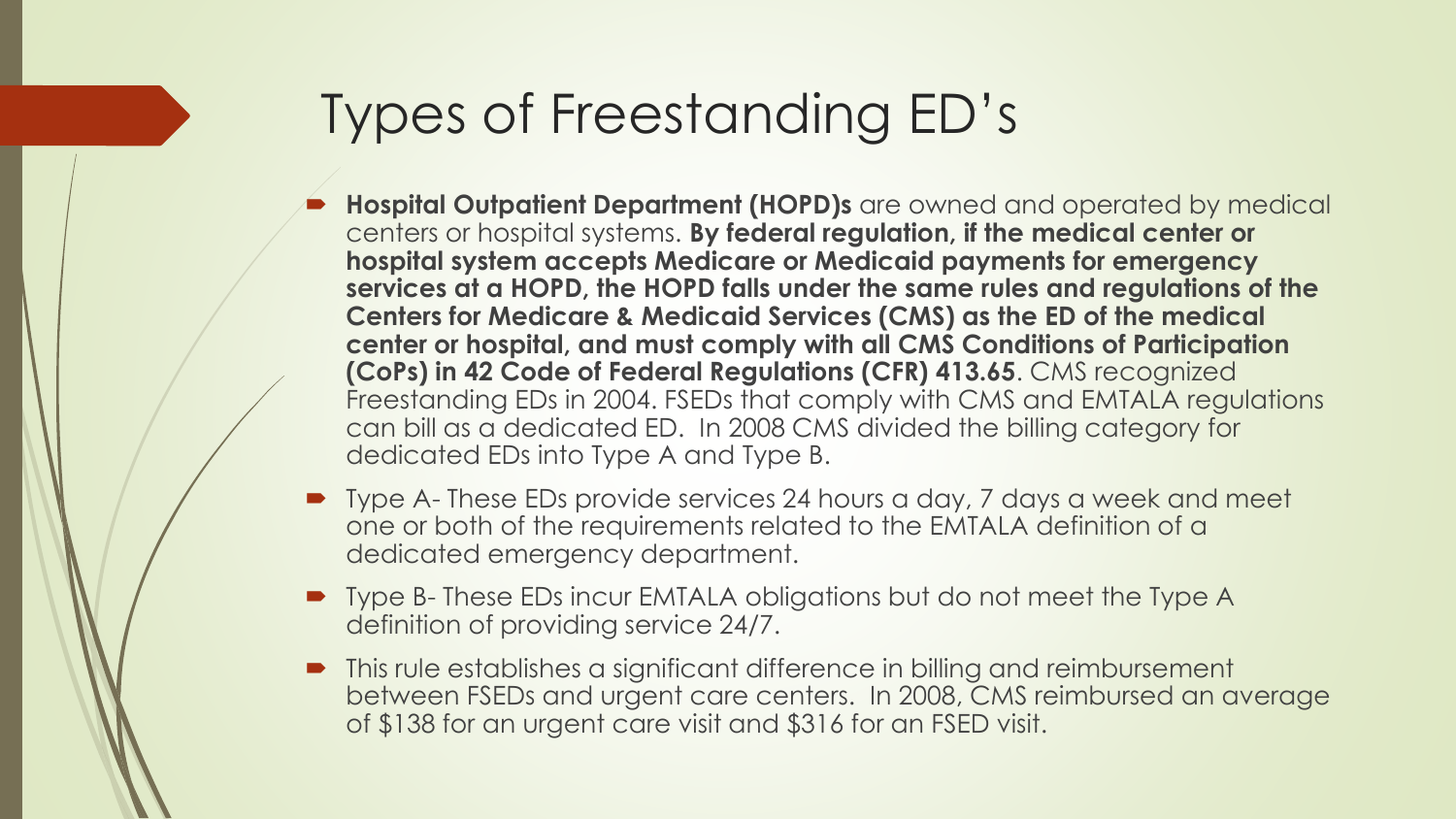# Types of Freestanding ED's

- **Hospital Outpatient Department (HOPD)s** are owned and operated by medical centers or hospital systems. **By federal regulation, if the medical center or hospital system accepts Medicare or Medicaid payments for emergency services at a HOPD, the HOPD falls under the same rules and regulations of the Centers for Medicare & Medicaid Services (CMS) as the ED of the medical center or hospital, and must comply with all CMS Conditions of Participation (CoPs) in 42 Code of Federal Regulations (CFR) 413.65**. CMS recognized Freestanding EDs in 2004. FSEDs that comply with CMS and EMTALA regulations can bill as a dedicated ED. In 2008 CMS divided the billing category for dedicated EDs into Type A and Type B.
- Type A- These EDs provide services 24 hours a day, 7 days a week and meet one or both of the requirements related to the EMTALA definition of a dedicated emergency department.
- Type B- These EDs incur EMTALA obligations but do not meet the Type A definition of providing service 24/7.
- This rule establishes a significant difference in billing and reimbursement between FSEDs and urgent care centers. In 2008, CMS reimbursed an average of $138 for an urgent care visit and $316 for an FSED visit.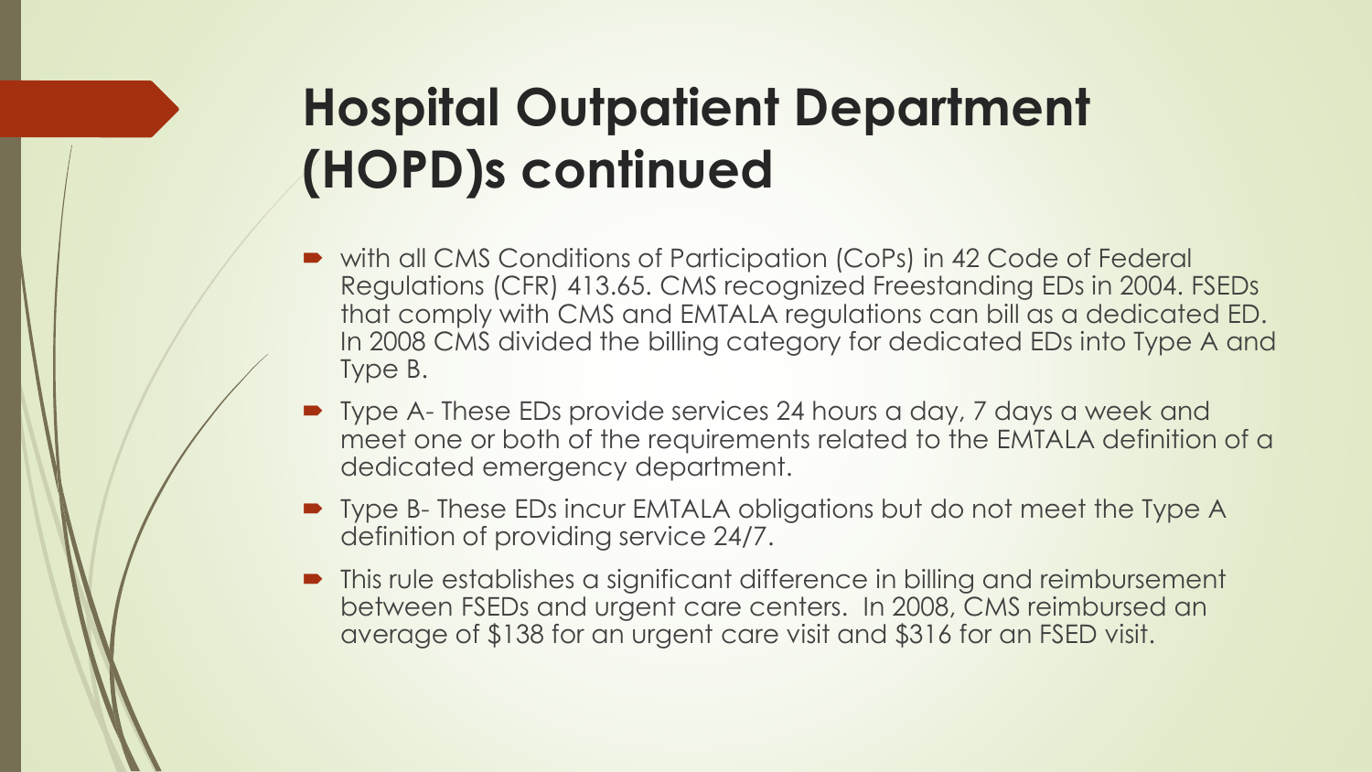# Hospital Outpatient Department (HOPD)s continued

- with all CMS Conditions of Participation (CoPs) in 42 Code of Federal Regulations (CFR) 413.65. CMS recognized Freestanding EDs in 2004. FSEDs that comply with CMS and EMTALA regulations can bill as a dedicated ED. In 2008 CMS divided the billing category for dedicated EDs into Type A and Type B.
- Type A- These EDs provide services 24 hours a day, 7 days a week and meet one or both of the requirements related to the EMTALA definition of a dedicated emergency department.
- Type B- These EDs incur EMTALA obligations but do not meet the Type A definition of providing service 24/7.
- This rule establishes a significant difference in billing and reimbursement between FSEDs and urgent care centers. In 2008, CMS reimbursed an average of $138 for an urgent care visit and $316 for an FSED visit.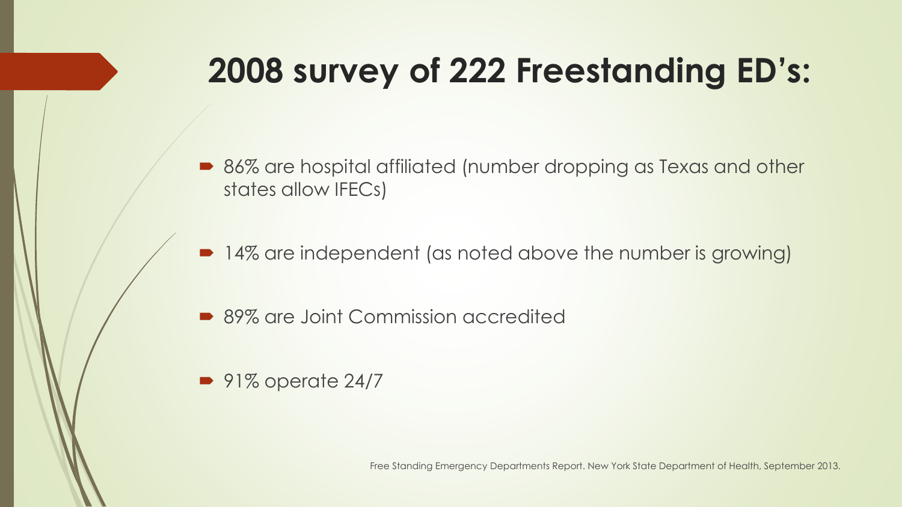# 2008 survey of 222 Freestanding ED's:

- 86% are hospital affiliated (number dropping as Texas and other states allow IFECs)
- 14% are independent (as noted above the number is growing)
- 89% are Joint Commission accredited
- 91% operate 24/7

Free Standing Emergency Departments Report. New York State Department of Health, September 2013.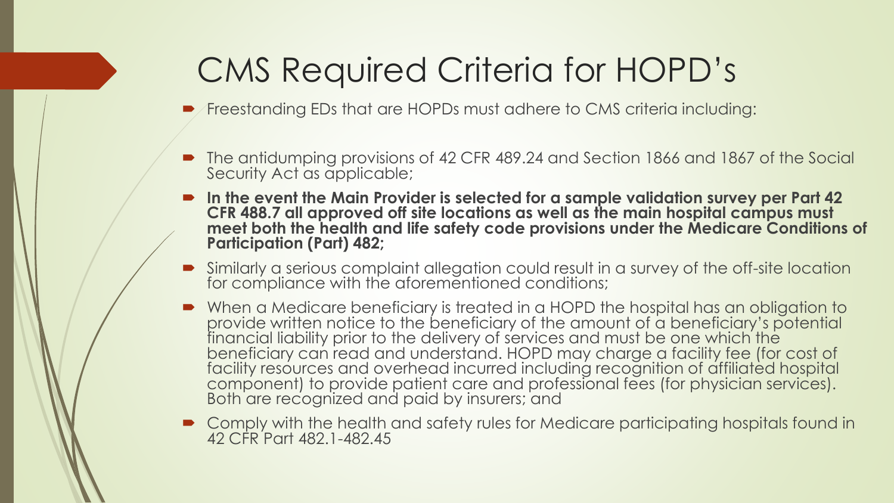# CMS Required Criteria for HOPD's

- Freestanding EDs that are HOPDs must adhere to CMS criteria including:
- The antidumping provisions of 42 CFR 489.24 and Section 1866 and 1867 of the Social Security Act as applicable;
- **In the event the Main Provider is selected for a sample validation survey per Part 42 CFR 488.7 all approved off site locations as well as the main hospital campus must meet both the health and life safety code provisions under the Medicare Conditions of Participation (Part) 482;**
- Similarly a serious complaint allegation could result in a survey of the off-site location for compliance with the aforementioned conditions;
- When a Medicare beneficiary is treated in a HOPD the hospital has an obligation to provide written notice to the beneficiary of the amount of a beneficiary's potential financial liability prior to the delivery of services and must be one which the beneficiary can read and understand. HOPD may charge a facility fee (for cost of facility resources and overhead incurred including recognition of affiliated hospital component) to provide patient care and professional fees (for physician services). Both are recognized and paid by insurers; and
- Comply with the health and safety rules for Medicare participating hospitals found in 42 CFR Part 482.1-482.45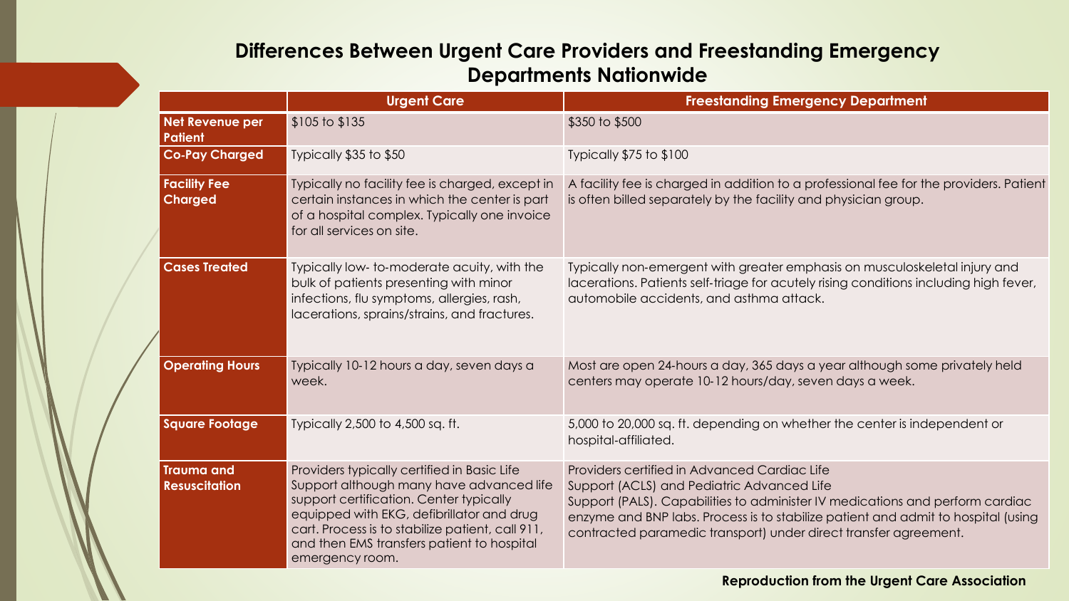## Differences Between Urgent Care Providers and Freestanding Emergency Departments Nationwide

| | Urgent Care | Freestanding Emergency Department |
|---|---|---|
| **Net Revenue per Patient** | $105 to $135 | $350 to $500 |
| **Co-Pay Charged** | Typically $35 to $50 | Typically $75 to $100 |
| **Facility Fee Charged** | Typically no facility fee is charged, except in certain instances in which the center is part of a hospital complex. Typically one invoice for all services on site. | A facility fee is charged in addition to a professional fee for the providers. Patient is often billed separately by the facility and physician group. |
| **Cases Treated** | Typically low- to-moderate acuity, with the bulk of patients presenting with minor infections, flu symptoms, allergies, rash, lacerations, sprains/strains, and fractures. | Typically non-emergent with greater emphasis on musculoskeletal injury and lacerations. Patients self-triage for acutely rising conditions including high fever, automobile accidents, and asthma attack. |
| **Operating Hours** | Typically 10-12 hours a day, seven days a week. | Most are open 24-hours a day, 365 days a year although some privately held centers may operate 10-12 hours/day, seven days a week. |
| **Square Footage** | Typically 2,500 to 4,500 sq. ft. | 5,000 to 20,000 sq. ft. depending on whether the center is independent or hospital-affiliated. |
| **Trauma and Resuscitation** | Providers typically certified in Basic Life Support although many have advanced life support certification. Center typically equipped with EKG, defibrillator and drug cart. Process is to stabilize patient, call 911, and then EMS transfers patient to hospital emergency room. | Providers certified in Advanced Cardiac Life Support (ACLS) and Pediatric Advanced Life Support (PALS). Capabilities to administer IV medications and perform cardiac enzyme and BNP labs. Process is to stabilize patient and admit to hospital (using contracted paramedic transport) under direct transfer agreement. |

**Reproduction from the Urgent Care Association**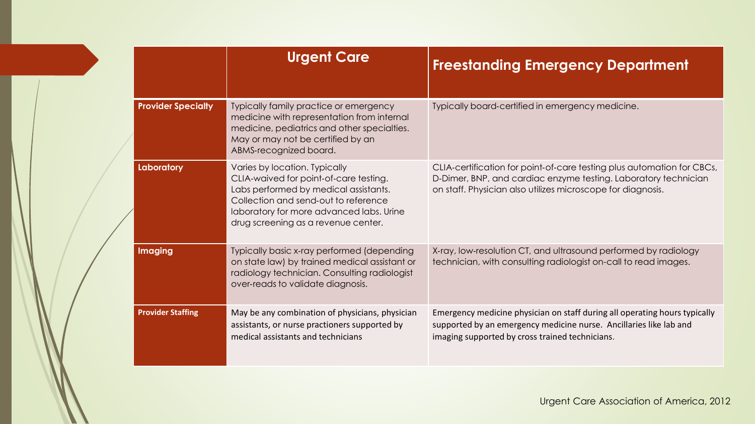| | Urgent Care | Freestanding Emergency Department |
|---|---|---|
| **Provider Specialty** | Typically family practice or emergency medicine with representation from internal medicine, pediatrics and other specialties. May or may not be certified by an ABMS-recognized board. | Typically board-certified in emergency medicine. |
| **Laboratory** | Varies by location. Typically CLIA-waived for point-of-care testing. Labs performed by medical assistants. Collection and send-out to reference laboratory for more advanced labs. Urine drug screening as a revenue center. | CLIA-certification for point-of-care testing plus automation for CBCs, D-Dimer, BNP, and cardiac enzyme testing. Laboratory technician on staff. Physician also utilizes microscope for diagnosis. |
| **Imaging** | Typically basic x-ray performed (depending on state law) by trained medical assistant or radiology technician. Consulting radiologist over-reads to validate diagnosis. | X-ray, low-resolution CT, and ultrasound performed by radiology technician, with consulting radiologist on-call to read images. |
| **Provider Staffing** | May be any combination of physicians, physician assistants, or nurse practioners supported by medical assistants and technicians | Emergency medicine physician on staff during all operating hours typically supported by an emergency medicine nurse. Ancillaries like lab and imaging supported by cross trained technicians. |

Urgent Care Association of America, 2012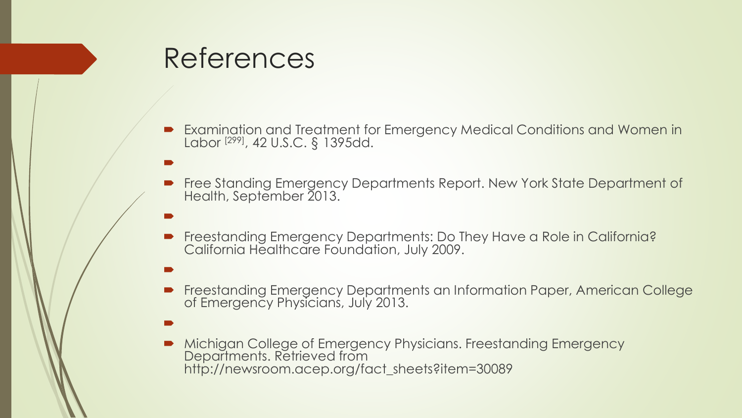# References

- Examination and Treatment for Emergency Medical Conditions and Women in Labor [299], 42 U.S.C. § 1395dd.
- Free Standing Emergency Departments Report. New York State Department of Health, September 2013.
- Freestanding Emergency Departments: Do They Have a Role in California? California Healthcare Foundation, July 2009.
- Freestanding Emergency Departments an Information Paper, American College of Emergency Physicians, July 2013.
- Michigan College of Emergency Physicians. Freestanding Emergency Departments. Retrieved from http://newsroom.acep.org/fact_sheets?item=30089